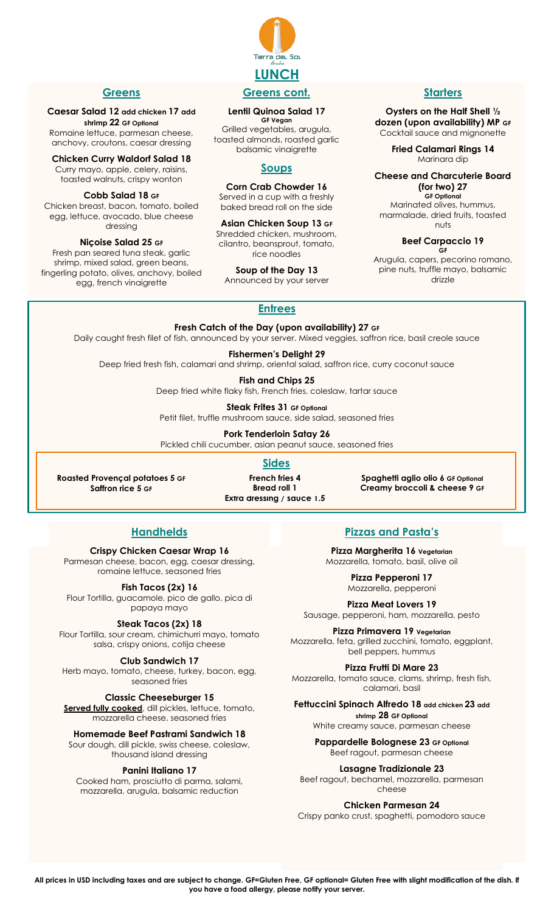Tierra del Sol
Aruba

# LUNCH

## Greens

**Caesar Salad 12 add chicken 17 add shrimp 22 GF Optional**
Romaine lettuce, parmesan cheese, anchovy, croutons, caesar dressing

**Chicken Curry Waldorf Salad 18**
Curry mayo, apple, celery, raisins, toasted walnuts, crispy wonton

**Cobb Salad 18 GF**
Chicken breast, bacon, tomato, boiled egg, lettuce, avocado, blue cheese dressing

**Niçoise Salad 25 GF**
Fresh pan seared tuna steak, garlic shrimp, mixed salad, green beans, fingerling potato, olives, anchovy, boiled egg, french vinaigrette

## Greens cont.

**Lentil Quinoa Salad 17**
**GF Vegan**
Grilled vegetables, arugula, toasted almonds, roasted garlic balsamic vinaigrette

## Soups

**Corn Crab Chowder 16**
Served in a cup with a freshly baked bread roll on the side

**Asian Chicken Soup 13 GF**
Shredded chicken, mushroom, cilantro, beansprout, tomato, rice noodles

**Soup of the Day 13**
Announced by your server

## Starters

**Oysters on the Half Shell ½ dozen (upon availability) MP GF**
Cocktail sauce and mignonette

**Fried Calamari Rings 14**
Marinara dip

**Cheese and Charcuterie Board (for two) 27**
**GF Optional**
Marinated olives, hummus, marmalade, dried fruits, toasted nuts

**Beef Carpaccio 19**
**GF**
Arugula, capers, pecorino romano, pine nuts, truffle mayo, balsamic drizzle

## Entrees

**Fresh Catch of the Day (upon availability) 27 GF**
Daily caught fresh filet of fish, announced by your server. Mixed veggies, saffron rice, basil creole sauce

**Fishermen's Delight 29**
Deep fried fresh fish, calamari and shrimp, oriental salad, saffron rice, curry coconut sauce

**Fish and Chips 25**
Deep fried white flaky fish, French fries, coleslaw, tartar sauce

**Steak Frites 31 GF Optional**
Petit filet, truffle mushroom sauce, side salad, seasoned fries

**Pork Tenderloin Satay 26**
Pickled chili cucumber, asian peanut sauce, seasoned fries

## Sides

**Roasted Provençal potatoes 5 GF**
**Saffron rice 5 GF**
**French fries 4**
**Bread roll 1**
**Extra dressing / sauce 1.5**
**Spaghetti aglio olio 6 GF Optional**
**Creamy broccoli & cheese 9 GF**

## Handhelds

**Crispy Chicken Caesar Wrap 16**
Parmesan cheese, bacon, egg, caesar dressing, romaine lettuce, seasoned fries

**Fish Tacos (2x) 16**
Flour Tortilla, guacamole, pico de gallo, pica di papaya mayo

**Steak Tacos (2x) 18**
Flour Tortilla, sour cream, chimichurri mayo, tomato salsa, crispy onions, cotija cheese

**Club Sandwich 17**
Herb mayo, tomato, cheese, turkey, bacon, egg, seasoned fries

**Classic Cheeseburger 15**
**Served fully cooked**, dill pickles, lettuce, tomato, mozzarella cheese, seasoned fries

**Homemade Beef Pastrami Sandwich 18**
Sour dough, dill pickle, swiss cheese, coleslaw, thousand island dressing

**Panini Italiano 17**
Cooked ham, prosciutto di parma, salami, mozzarella, arugula, balsamic reduction

## Pizzas and Pasta's

**Pizza Margherita 16 Vegetarian**
Mozzarella, tomato, basil, olive oil

**Pizza Pepperoni 17**
Mozzarella, pepperoni

**Pizza Meat Lovers 19**
Sausage, pepperoni, ham, mozzarella, pesto

**Pizza Primavera 19 Vegetarian**
Mozzarella, feta, grilled zucchini, tomato, eggplant, bell peppers, hummus

**Pizza Frutti Di Mare 23**
Mozzarella, tomato sauce, clams, shrimp, fresh fish, calamari, basil

**Fettuccini Spinach Alfredo 18 add chicken 23 add shrimp 28 GF Optional**
White creamy sauce, parmesan cheese

**Pappardelle Bolognese 23 GF Optional**
Beef ragout, parmesan cheese

**Lasagne Tradizionale 23**
Beef ragout, bechamel, mozzarella, parmesan cheese

**Chicken Parmesan 24**
Crispy panko crust, spaghetti, pomodoro sauce

**All prices in USD including taxes and are subject to change. GF=Gluten Free, GF optional= Gluten Free with slight modification of the dish. If you have a food allergy, please notify your server.**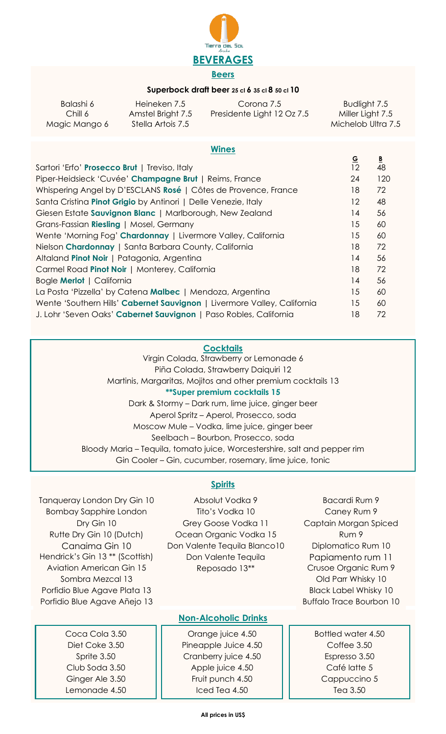Tierra del Sol
Aruba

# BEVERAGES

## Beers

**Superbock draft beer 25 cl 6 35 cl 8 50 cl 10**

Balashi 6
Chill 6
Magic Mango 6
Heineken 7.5
Amstel Bright 7.5
Stella Artois 7.5
Corona 7.5
Presidente Light 12 Oz 7.5
Budlight 7.5
Miller Light 7.5
Michelob Ultra 7.5

## Wines

| | G | B |
|---|---|---|
| Sartori 'Erfo' **Prosecco Brut** \| Treviso, Italy | 12 | 48 |
| Piper-Heidsieck 'Cuvée' **Champagne Brut** \| Reims, France | 24 | 120 |
| Whispering Angel by D'ESCLANS **Rosé** \| Côtes de Provence, France | 18 | 72 |
| Santa Cristina **Pinot Grigio** by Antinori \| Delle Venezie, Italy | 12 | 48 |
| Giesen Estate **Sauvignon Blanc** \| Marlborough, New Zealand | 14 | 56 |
| Grans-Fassian **Riesling** \| Mosel, Germany | 15 | 60 |
| Wente 'Morning Fog' **Chardonnay** \| Livermore Valley, California | 15 | 60 |
| Nielson **Chardonnay** \| Santa Barbara County, California | 18 | 72 |
| Altaland **Pinot Noir** \| Patagonia, Argentina | 14 | 56 |
| Carmel Road **Pinot Noir** \| Monterey, California | 18 | 72 |
| Bogle **Merlot** \| California | 14 | 56 |
| La Posta 'Pizzella' by Catena **Malbec** \| Mendoza, Argentina | 15 | 60 |
| Wente 'Southern Hills' **Cabernet Sauvignon** \| Livermore Valley, California | 15 | 60 |
| J. Lohr 'Seven Oaks' **Cabernet Sauvignon** \| Paso Robles, California | 18 | 72 |

## Cocktails

Virgin Colada, Strawberry or Lemonade 6
Piña Colada, Strawberry Daiquiri 12
Martinis, Margaritas, Mojitos and other premium cocktails 13

**\*\*Super premium cocktails 15**

Dark & Stormy – Dark rum, lime juice, ginger beer
Aperol Spritz – Aperol, Prosecco, soda
Moscow Mule – Vodka, lime juice, ginger beer
Seelbach – Bourbon, Prosecco, soda
Bloody Maria – Tequila, tomato juice, Worcestershire, salt and pepper rim
Gin Cooler – Gin, cucumber, rosemary, lime juice, tonic

## Spirits

Tanqueray London Dry Gin 10
Bombay Sapphire London Dry Gin 10
Rutte Dry Gin 10 (Dutch)
Canaima Gin 10
Hendrick's Gin 13 ** (Scottish)
Aviation American Gin 15
Sombra Mezcal 13
Porfidio Blue Agave Plata 13
Porfidio Blue Agave Añejo 13

Absolut Vodka 9
Tito's Vodka 10
Grey Goose Vodka 11
Ocean Organic Vodka 15
Don Valente Tequila Blanco10
Don Valente Tequila Reposado 13**

Bacardi Rum 9
Caney Rum 9
Captain Morgan Spiced Rum 9
Diplomatico Rum 10
Papiamento rum 11
Crusoe Organic Rum 9
Old Parr Whisky 10
Black Label Whisky 10
Buffalo Trace Bourbon 10

## Non-Alcoholic Drinks

Coca Cola 3.50
Diet Coke 3.50
Sprite 3.50
Club Soda 3.50
Ginger Ale 3.50
Lemonade 4.50

Orange juice 4.50
Pineapple Juice 4.50
Cranberry juice 4.50
Apple juice 4.50
Fruit punch 4.50
Iced Tea 4.50

Bottled water 4.50
Coffee 3.50
Espresso 3.50
Café latte 5
Cappuccino 5
Tea 3.50

**All prices in US$**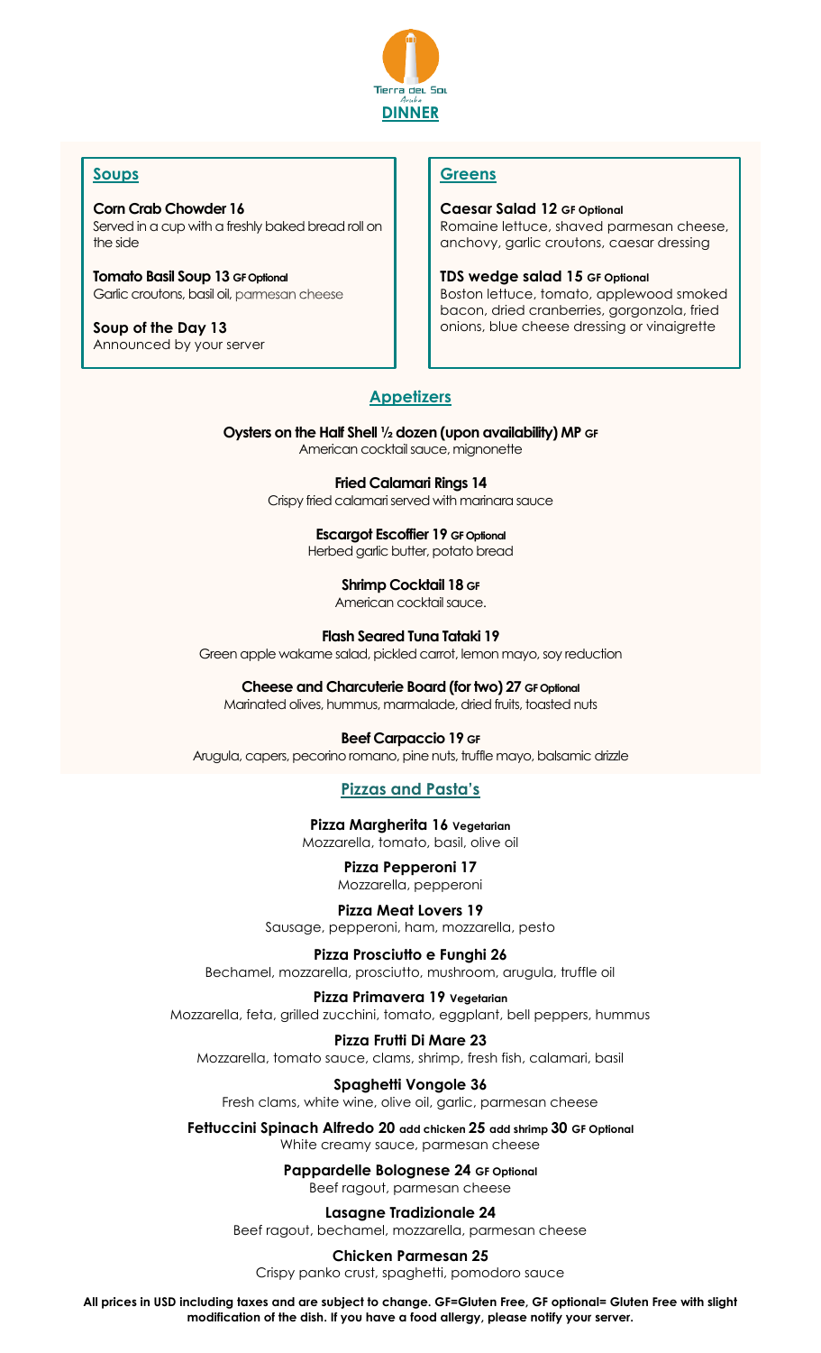Tierra del Sol
Aruba

# DINNER

## Soups

**Corn Crab Chowder 16**
Served in a cup with a freshly baked bread roll on the side

**Tomato Basil Soup 13 GF Optional**
Garlic croutons, basil oil, parmesan cheese

**Soup of the Day 13**
Announced by your server

## Greens

**Caesar Salad 12 GF Optional**
Romaine lettuce, shaved parmesan cheese, anchovy, garlic croutons, caesar dressing

**TDS wedge salad 15 GF Optional**
Boston lettuce, tomato, applewood smoked bacon, dried cranberries, gorgonzola, fried onions, blue cheese dressing or vinaigrette

## Appetizers

**Oysters on the Half Shell ½ dozen (upon availability) MP GF**
American cocktail sauce, mignonette

**Fried Calamari Rings 14**
Crispy fried calamari served with marinara sauce

**Escargot Escoffier 19 GF Optional**
Herbed garlic butter, potato bread

**Shrimp Cocktail 18 GF**
American cocktail sauce.

**Flash Seared Tuna Tataki 19**
Green apple wakame salad, pickled carrot, lemon mayo, soy reduction

**Cheese and Charcuterie Board (for two) 27 GF Optional**
Marinated olives, hummus, marmalade, dried fruits, toasted nuts

**Beef Carpaccio 19 GF**
Arugula, capers, pecorino romano, pine nuts, truffle mayo, balsamic drizzle

## Pizzas and Pasta's

**Pizza Margherita 16 Vegetarian**
Mozzarella, tomato, basil, olive oil

**Pizza Pepperoni 17**
Mozzarella, pepperoni

**Pizza Meat Lovers 19**
Sausage, pepperoni, ham, mozzarella, pesto

**Pizza Prosciutto e Funghi 26**
Bechamel, mozzarella, prosciutto, mushroom, arugula, truffle oil

**Pizza Primavera 19 Vegetarian**
Mozzarella, feta, grilled zucchini, tomato, eggplant, bell peppers, hummus

**Pizza Frutti Di Mare 23**
Mozzarella, tomato sauce, clams, shrimp, fresh fish, calamari, basil

**Spaghetti Vongole 36**
Fresh clams, white wine, olive oil, garlic, parmesan cheese

**Fettuccini Spinach Alfredo 20 add chicken 25 add shrimp 30 GF Optional**
White creamy sauce, parmesan cheese

**Pappardelle Bolognese 24 GF Optional**
Beef ragout, parmesan cheese

**Lasagne Tradizionale 24**
Beef ragout, bechamel, mozzarella, parmesan cheese

**Chicken Parmesan 25**
Crispy panko crust, spaghetti, pomodoro sauce

**All prices in USD including taxes and are subject to change. GF=Gluten Free, GF optional= Gluten Free with slight modification of the dish. If you have a food allergy, please notify your server.**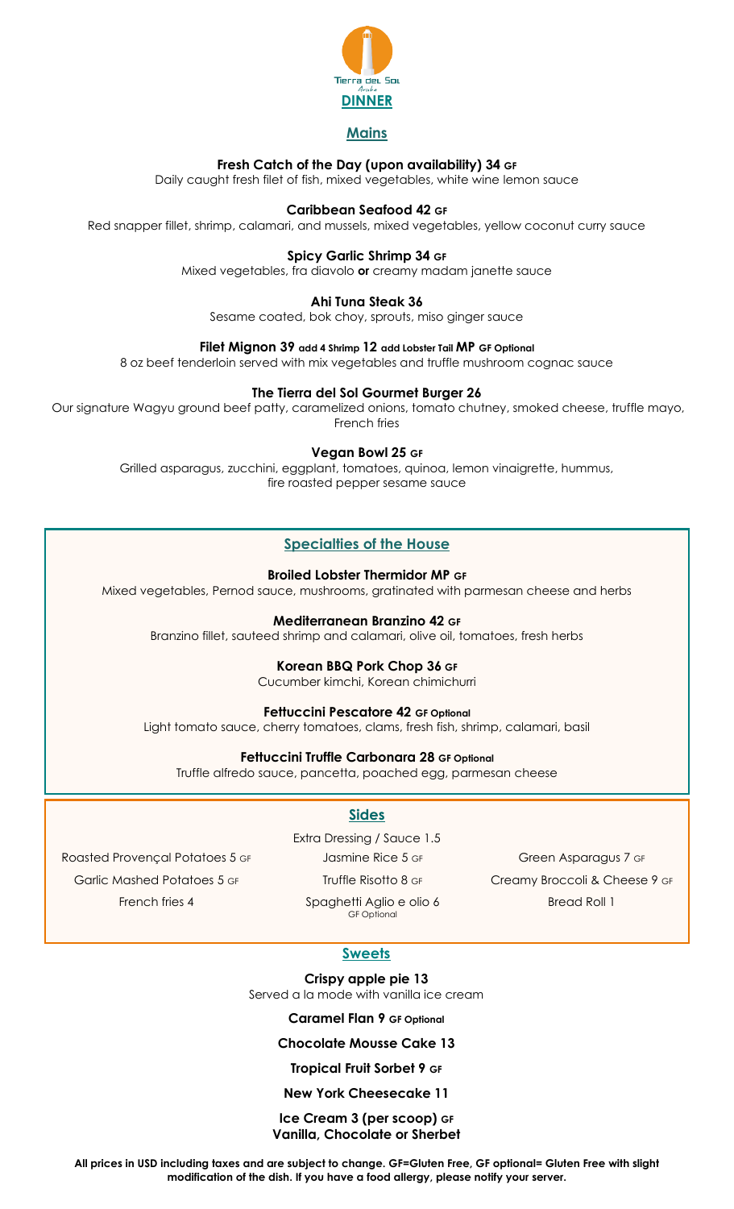Tierra del Sol

Aruba

# DINNER

## Mains

**Fresh Catch of the Day (upon availability) 34 GF**

Daily caught fresh filet of fish, mixed vegetables, white wine lemon sauce

**Caribbean Seafood 42 GF**

Red snapper fillet, shrimp, calamari, and mussels, mixed vegetables, yellow coconut curry sauce

**Spicy Garlic Shrimp 34 GF**

Mixed vegetables, fra diavolo **or** creamy madam janette sauce

**Ahi Tuna Steak 36**

Sesame coated, bok choy, sprouts, miso ginger sauce

**Filet Mignon 39 add 4 Shrimp 12 add Lobster Tail MP GF Optional**

8 oz beef tenderloin served with mix vegetables and truffle mushroom cognac sauce

**The Tierra del Sol Gourmet Burger 26**

Our signature Wagyu ground beef patty, caramelized onions, tomato chutney, smoked cheese, truffle mayo, French fries

**Vegan Bowl 25 GF**

Grilled asparagus, zucchini, eggplant, tomatoes, quinoa, lemon vinaigrette, hummus, fire roasted pepper sesame sauce

## Specialties of the House

**Broiled Lobster Thermidor MP GF**

Mixed vegetables, Pernod sauce, mushrooms, gratinated with parmesan cheese and herbs

**Mediterranean Branzino 42 GF**

Branzino fillet, sauteed shrimp and calamari, olive oil, tomatoes, fresh herbs

**Korean BBQ Pork Chop 36 GF**

Cucumber kimchi, Korean chimichurri

**Fettuccini Pescatore 42 GF Optional**

Light tomato sauce, cherry tomatoes, clams, fresh fish, shrimp, calamari, basil

**Fettuccini Truffle Carbonara 28 GF Optional**

Truffle alfredo sauce, pancetta, poached egg, parmesan cheese

## Sides

Extra Dressing / Sauce 1.5

Roasted Provençal Potatoes 5 GF

Garlic Mashed Potatoes 5 GF

French fries 4

Jasmine Rice 5 GF

Truffle Risotto 8 GF

Spaghetti Aglio e olio 6 GF Optional

Green Asparagus 7 GF

Creamy Broccoli & Cheese 9 GF

Bread Roll 1

## Sweets

**Crispy apple pie 13**

Served a la mode with vanilla ice cream

**Caramel Flan 9 GF Optional**

**Chocolate Mousse Cake 13**

**Tropical Fruit Sorbet 9 GF**

**New York Cheesecake 11**

**Ice Cream 3 (per scoop) GF**
**Vanilla, Chocolate or Sherbet**

**All prices in USD including taxes and are subject to change. GF=Gluten Free, GF optional= Gluten Free with slight modification of the dish. If you have a food allergy, please notify your server.**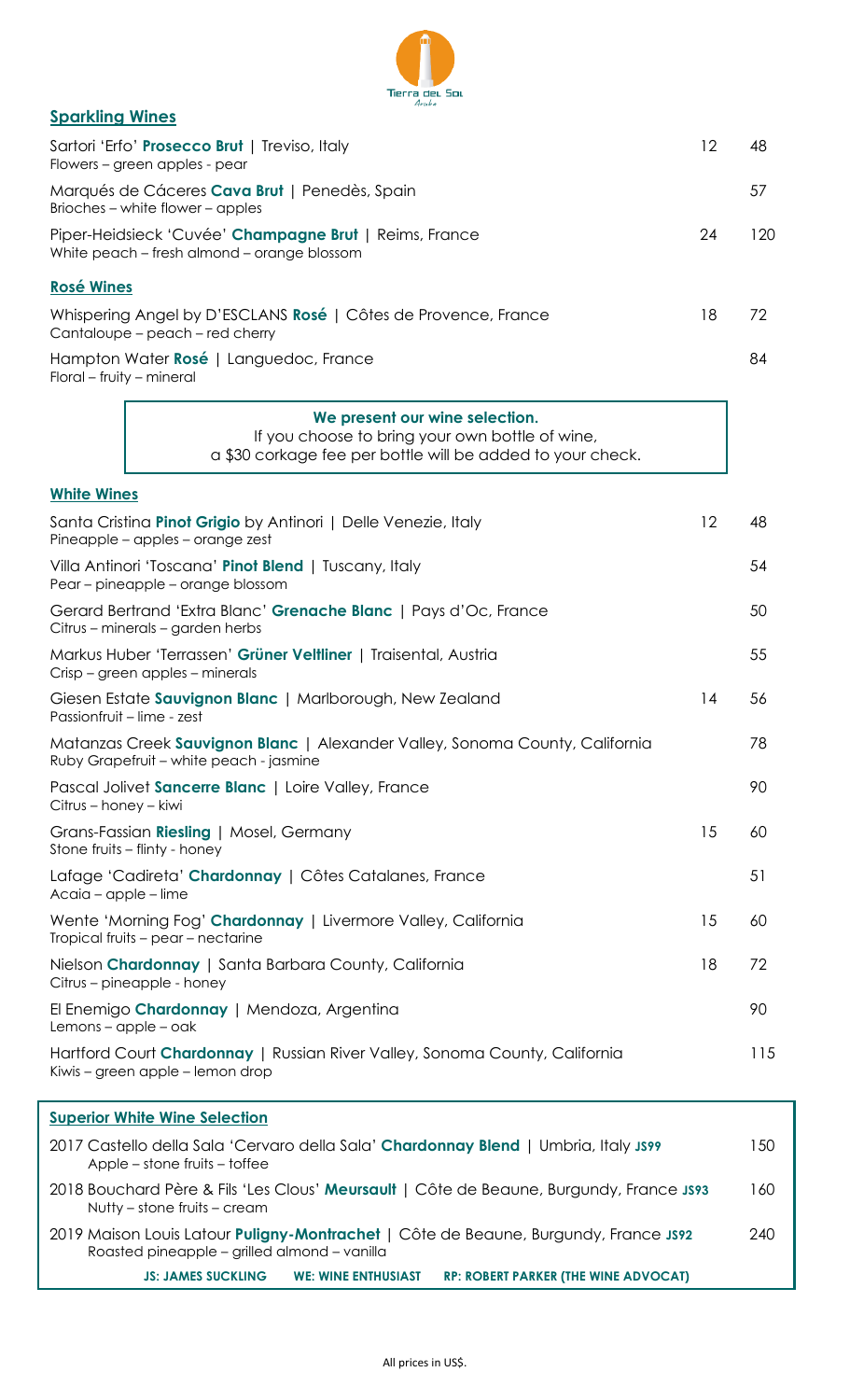Tierra del Sol Aruba

## Sparkling Wines

| Wine | Glass | Bottle |
|---|---|---|
| Sartori 'Erfo' **Prosecco Brut** \| Treviso, Italy<br>Flowers – green apples - pear | 12 | 48 |
| Marqués de Cáceres **Cava Brut** \| Penedès, Spain<br>Brioches – white flower – apples | | 57 |
| Piper-Heidsieck 'Cuvée' **Champagne Brut** \| Reims, France<br>White peach – fresh almond – orange blossom | 24 | 120 |

## Rosé Wines

| Wine | Glass | Bottle |
|---|---|---|
| Whispering Angel by D'ESCLANS **Rosé** \| Côtes de Provence, France<br>Cantaloupe – peach – red cherry | 18 | 72 |
| Hampton Water **Rosé** \| Languedoc, France<br>Floral – fruity – mineral | | 84 |

**We present our wine selection.**
If you choose to bring your own bottle of wine,
a $30 corkage fee per bottle will be added to your check.

## White Wines

| Wine | Glass | Bottle |
|---|---|---|
| Santa Cristina **Pinot Grigio** by Antinori \| Delle Venezie, Italy<br>Pineapple – apples – orange zest | 12 | 48 |
| Villa Antinori 'Toscana' **Pinot Blend** \| Tuscany, Italy<br>Pear – pineapple – orange blossom | | 54 |
| Gerard Bertrand 'Extra Blanc' **Grenache Blanc** \| Pays d'Oc, France<br>Citrus – minerals – garden herbs | | 50 |
| Markus Huber 'Terrassen' **Grüner Veltliner** \| Traisental, Austria<br>Crisp – green apples – minerals | | 55 |
| Giesen Estate **Sauvignon Blanc** \| Marlborough, New Zealand<br>Passionfruit – lime - zest | 14 | 56 |
| Matanzas Creek **Sauvignon Blanc** \| Alexander Valley, Sonoma County, California<br>Ruby Grapefruit – white peach - jasmine | | 78 |
| Pascal Jolivet **Sancerre Blanc** \| Loire Valley, France<br>Citrus – honey – kiwi | | 90 |
| Grans-Fassian **Riesling** \| Mosel, Germany<br>Stone fruits – flinty - honey | 15 | 60 |
| Lafage 'Cadireta' **Chardonnay** \| Côtes Catalanes, France<br>Acaia – apple – lime | | 51 |
| Wente 'Morning Fog' **Chardonnay** \| Livermore Valley, California<br>Tropical fruits – pear – nectarine | 15 | 60 |
| Nielson **Chardonnay** \| Santa Barbara County, California<br>Citrus – pineapple - honey | 18 | 72 |
| El Enemigo **Chardonnay** \| Mendoza, Argentina<br>Lemons – apple – oak | | 90 |
| Hartford Court **Chardonnay** \| Russian River Valley, Sonoma County, California<br>Kiwis – green apple – lemon drop | | 115 |

## Superior White Wine Selection

| Wine | Bottle |
|---|---|
| 2017 Castello della Sala 'Cervaro della Sala' **Chardonnay Blend** \| Umbria, Italy **JS99**<br>Apple – stone fruits – toffee | 150 |
| 2018 Bouchard Père & Fils 'Les Clous' **Meursault** \| Côte de Beaune, Burgundy, France **JS93**<br>Nutty – stone fruits – cream | 160 |
| 2019 Maison Louis Latour **Puligny-Montrachet** \| Côte de Beaune, Burgundy, France **JS92**<br>Roasted pineapple – grilled almond – vanilla | 240 |

**JS: JAMES SUCKLING** **WE: WINE ENTHUSIAST** **RP: ROBERT PARKER (THE WINE ADVOCAT)**

All prices in US$.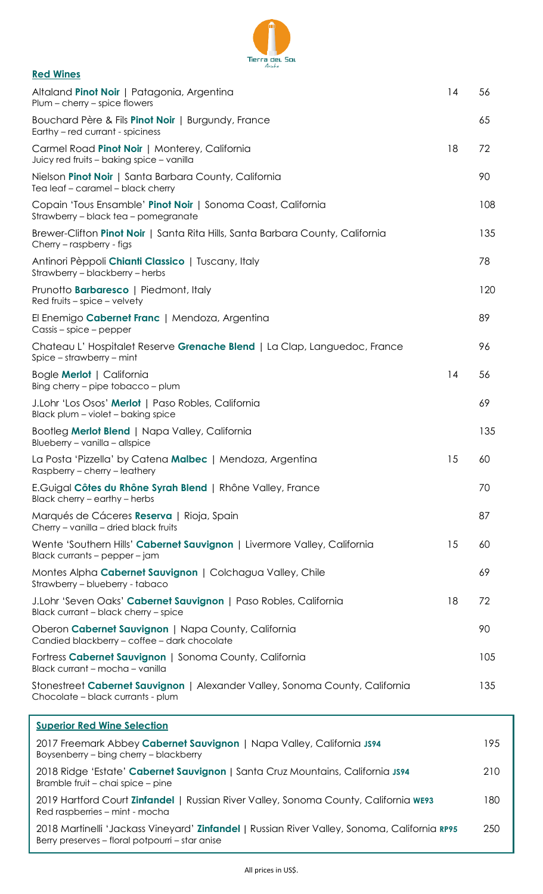Tierra del Sol
Aruba

## Red Wines

| Wine | Glass | Bottle |
|---|---|---|
| Altaland **Pinot Noir** \| Patagonia, Argentina<br>Plum – cherry – spice flowers | 14 | 56 |
| Bouchard Père & Fils **Pinot Noir** \| Burgundy, France<br>Earthy – red currant - spiciness | | 65 |
| Carmel Road **Pinot Noir** \| Monterey, California<br>Juicy red fruits – baking spice – vanilla | 18 | 72 |
| Nielson **Pinot Noir** \| Santa Barbara County, California<br>Tea leaf – caramel – black cherry | | 90 |
| Copain 'Tous Ensamble' **Pinot Noir** \| Sonoma Coast, California<br>Strawberry – black tea – pomegranate | | 108 |
| Brewer-Clifton **Pinot Noir** \| Santa Rita Hills, Santa Barbara County, California<br>Cherry – raspberry - figs | | 135 |
| Antinori Pèppoli **Chianti Classico** \| Tuscany, Italy<br>Strawberry – blackberry – herbs | | 78 |
| Prunotto **Barbaresco** \| Piedmont, Italy<br>Red fruits – spice – velvety | | 120 |
| El Enemigo **Cabernet Franc** \| Mendoza, Argentina<br>Cassis – spice – pepper | | 89 |
| Chateau L' Hospitalet Reserve **Grenache Blend** \| La Clap, Languedoc, France<br>Spice – strawberry – mint | | 96 |
| Bogle **Merlot** \| California<br>Bing cherry – pipe tobacco – plum | 14 | 56 |
| J.Lohr 'Los Osos' **Merlot** \| Paso Robles, California<br>Black plum – violet – baking spice | | 69 |
| Bootleg **Merlot Blend** \| Napa Valley, California<br>Blueberry – vanilla – allspice | | 135 |
| La Posta 'Pizzella' by Catena **Malbec** \| Mendoza, Argentina<br>Raspberry – cherry – leathery | 15 | 60 |
| E.Guigal **Côtes du Rhône Syrah Blend** \| Rhône Valley, France<br>Black cherry – earthy – herbs | | 70 |
| Marqués de Cáceres **Reserva** \| Rioja, Spain<br>Cherry – vanilla – dried black fruits | | 87 |
| Wente 'Southern Hills' **Cabernet Sauvignon** \| Livermore Valley, California<br>Black currants – pepper – jam | 15 | 60 |
| Montes Alpha **Cabernet Sauvignon** \| Colchagua Valley, Chile<br>Strawberry – blueberry - tabaco | | 69 |
| J.Lohr 'Seven Oaks' **Cabernet Sauvignon** \| Paso Robles, California<br>Black currant – black cherry – spice | 18 | 72 |
| Oberon **Cabernet Sauvignon** \| Napa County, California<br>Candied blackberry – coffee – dark chocolate | | 90 |
| Fortress **Cabernet Sauvignon** \| Sonoma County, California<br>Black currant – mocha – vanilla | | 105 |
| Stonestreet **Cabernet Sauvignon** \| Alexander Valley, Sonoma County, California<br>Chocolate – black currants - plum | | 135 |

## Superior Red Wine Selection

| Wine | Bottle |
|---|---|
| 2017 Freemark Abbey **Cabernet Sauvignon** \| Napa Valley, California **JS94**<br>Boysenberry – bing cherry – blackberry | 195 |
| 2018 Ridge 'Estate' **Cabernet Sauvignon** \| Santa Cruz Mountains, California **JS94**<br>Bramble fruit – chai spice – pine | 210 |
| 2019 Hartford Court **Zinfandel** \| Russian River Valley, Sonoma County, California **WE93**<br>Red raspberries – mint - mocha | 180 |
| 2018 Martinelli 'Jackass Vineyard' **Zinfandel** \| Russian River Valley, Sonoma, California **RP95**<br>Berry preserves – floral potpourri – star anise | 250 |

All prices in US$.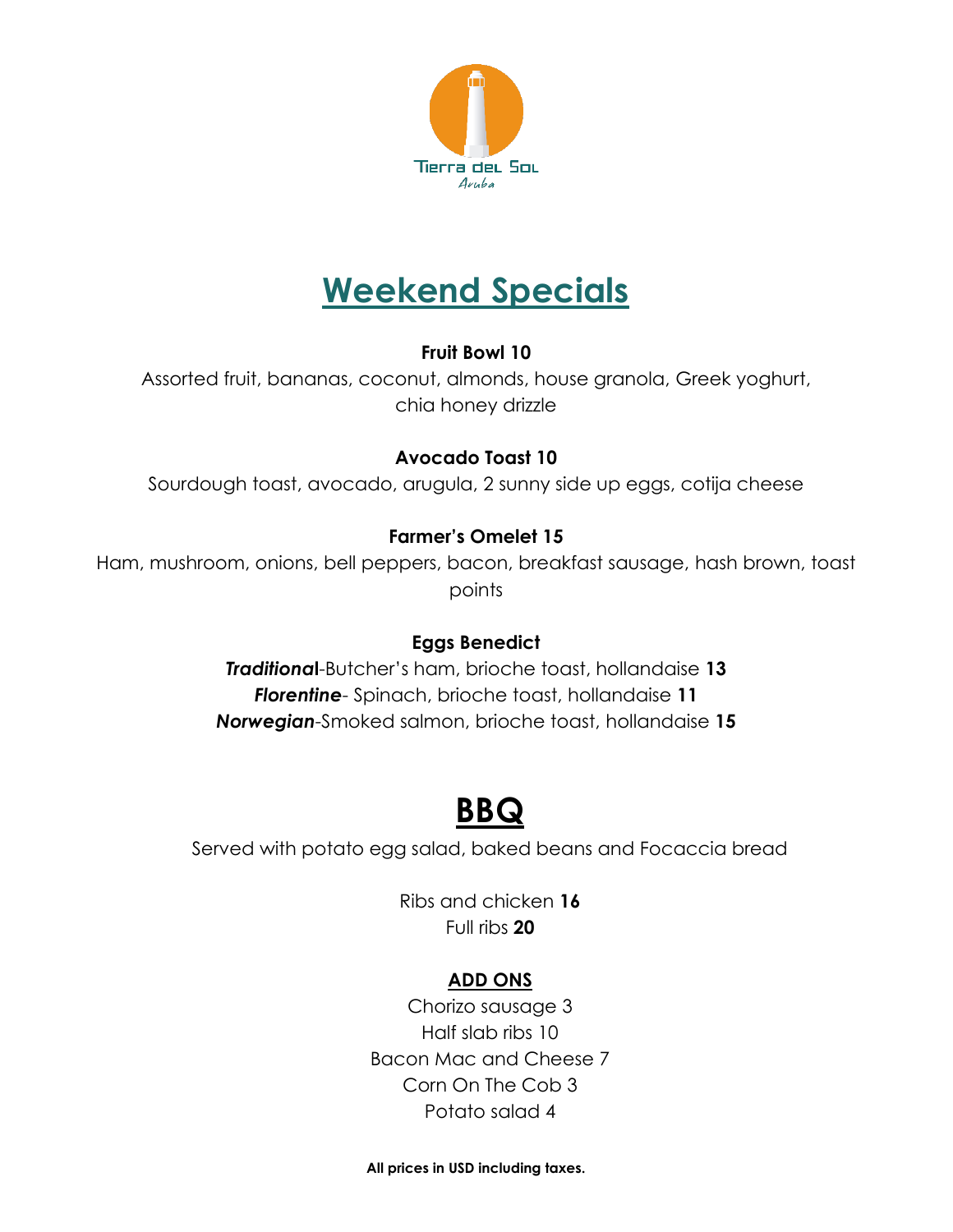Tierra del Sol

Aruba

# Weekend Specials

**Fruit Bowl 10**

Assorted fruit, bananas, coconut, almonds, house granola, Greek yoghurt, chia honey drizzle

**Avocado Toast 10**

Sourdough toast, avocado, arugula, 2 sunny side up eggs, cotija cheese

**Farmer's Omelet 15**

Ham, mushroom, onions, bell peppers, bacon, breakfast sausage, hash brown, toast points

**Eggs Benedict**

***Traditional***-Butcher's ham, brioche toast, hollandaise **13**

***Florentine***- Spinach, brioche toast, hollandaise **11**

***Norwegian***-Smoked salmon, brioche toast, hollandaise **15**

# BBQ

Served with potato egg salad, baked beans and Focaccia bread

Ribs and chicken **16**

Full ribs **20**

## ADD ONS

Chorizo sausage 3

Half slab ribs 10

Bacon Mac and Cheese 7

Corn On The Cob 3

Potato salad 4

**All prices in USD including taxes.**